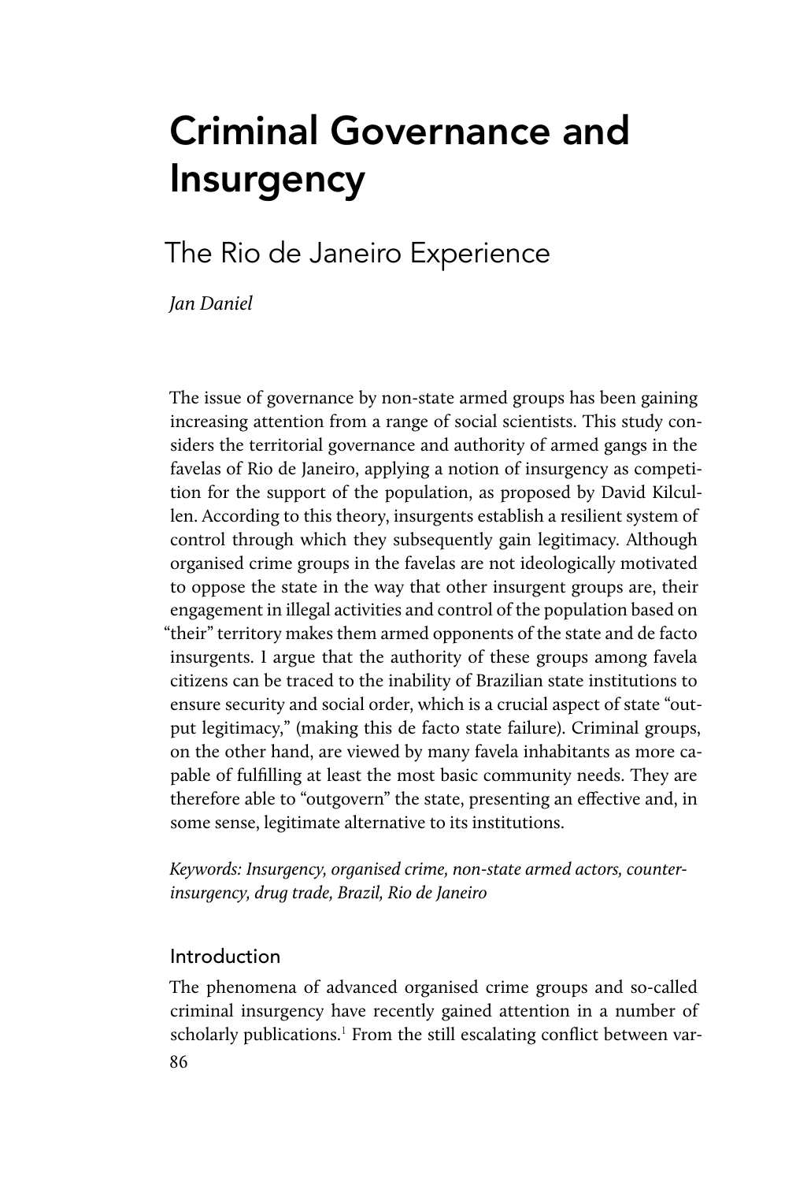# Criminal Governance and Insurgency

## The Rio de Janeiro Experience

*Jan Daniel*

The issue of governance by non-state armed groups has been gaining increasing attention from a range of social scientists. This study considers the territorial governance and authority of armed gangs in the favelas of Rio de Janeiro, applying a notion of insurgency as competition for the support of the population, as proposed by David Kilcullen. According to this theory, insurgents establish a resilient system of control through which they subsequently gain legitimacy. Although organised crime groups in the favelas are not ideologically motivated to oppose the state in the way that other insurgent groups are, their engagement in illegal activities and control of the population based on "their" territory makes them armed opponents of the state and de facto insurgents. I argue that the authority of these groups among favela citizens can be traced to the inability of Brazilian state institutions to ensure security and social order, which is a crucial aspect of state "output legitimacy," (making this de facto state failure). Criminal groups, on the other hand, are viewed by many favela inhabitants as more capable of fulfilling at least the most basic community needs. They are therefore able to "outgovern" the state, presenting an effective and, in some sense, legitimate alternative to its institutions.

*Keywords: Insurgency, organised crime, non-state armed actors, counter-insurgency, drug trade, Brazil, Rio de Janeiro*

### Introduction

The phenomena of advanced organised crime groups and so-called criminal insurgency have recently gained attention in a number of scholarly publications.[1] From the still escalating conflict between var-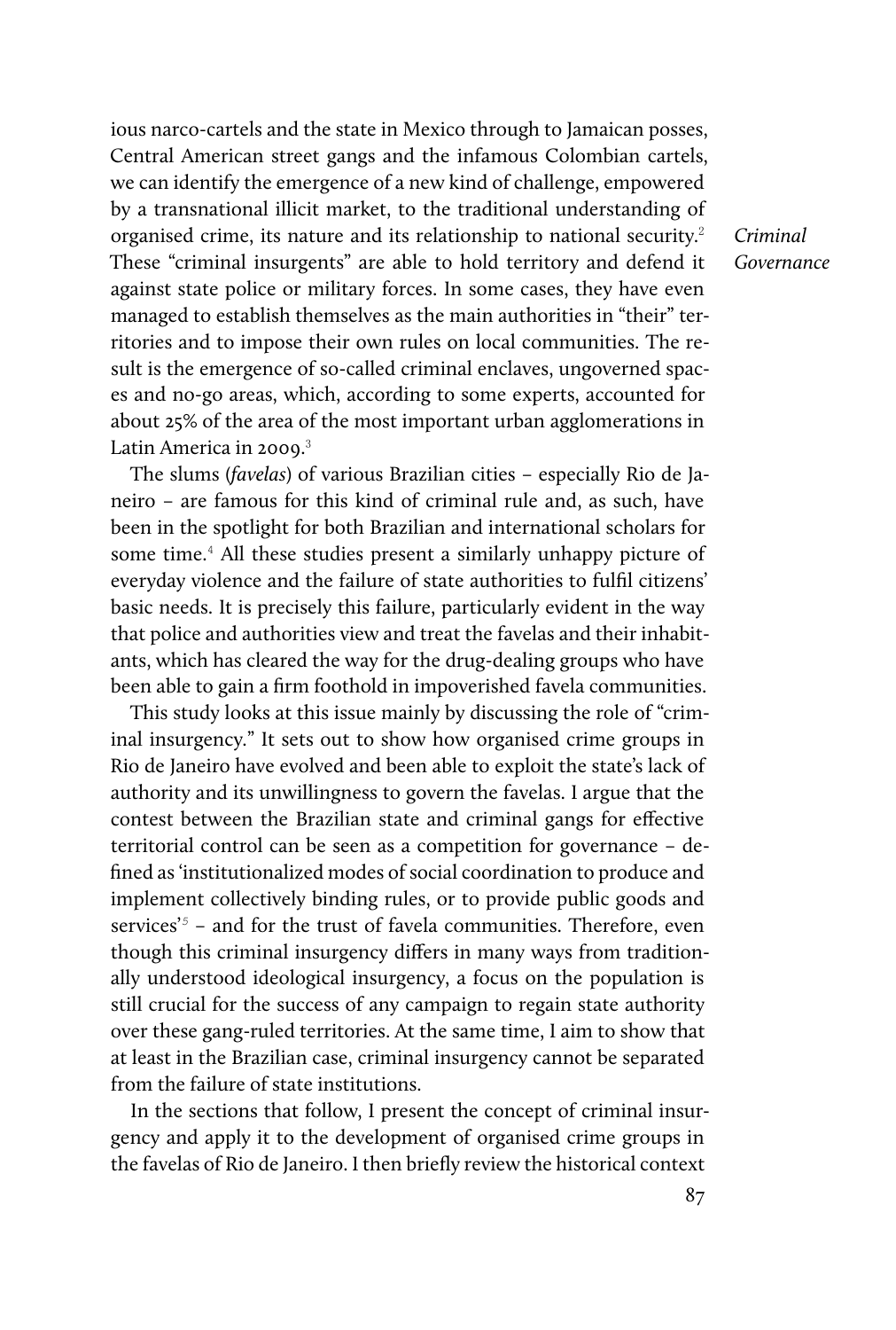ious narco-cartels and the state in Mexico through to Jamaican posses, Central American street gangs and the infamous Colombian cartels, we can identify the emergence of a new kind of challenge, empowered by a transnational illicit market, to the traditional understanding of organised crime, its nature and its relationship to national security.[2] These "criminal insurgents" are able to hold territory and defend it against state police or military forces. In some cases, they have even managed to establish themselves as the main authorities in "their" territories and to impose their own rules on local communities. The result is the emergence of so-called criminal enclaves, ungoverned spaces and no-go areas, which, according to some experts, accounted for about 25% of the area of the most important urban agglomerations in Latin America in 2009.[3]

The slums (*favelas*) of various Brazilian cities – especially Rio de Janeiro – are famous for this kind of criminal rule and, as such, have been in the spotlight for both Brazilian and international scholars for some time.[4] All these studies present a similarly unhappy picture of everyday violence and the failure of state authorities to fulfil citizens' basic needs. It is precisely this failure, particularly evident in the way that police and authorities view and treat the favelas and their inhabitants, which has cleared the way for the drug-dealing groups who have been able to gain a firm foothold in impoverished favela communities.

This study looks at this issue mainly by discussing the role of "criminal insurgency." It sets out to show how organised crime groups in Rio de Janeiro have evolved and been able to exploit the state's lack of authority and its unwillingness to govern the favelas. I argue that the contest between the Brazilian state and criminal gangs for effective territorial control can be seen as a competition for governance – defined as 'institutionalized modes of social coordination to produce and implement collectively binding rules, or to provide public goods and services'[5] – and for the trust of favela communities. Therefore, even though this criminal insurgency differs in many ways from traditionally understood ideological insurgency, a focus on the population is still crucial for the success of any campaign to regain state authority over these gang-ruled territories. At the same time, I aim to show that at least in the Brazilian case, criminal insurgency cannot be separated from the failure of state institutions.

In the sections that follow, I present the concept of criminal insurgency and apply it to the development of organised crime groups in the favelas of Rio de Janeiro. I then briefly review the historical context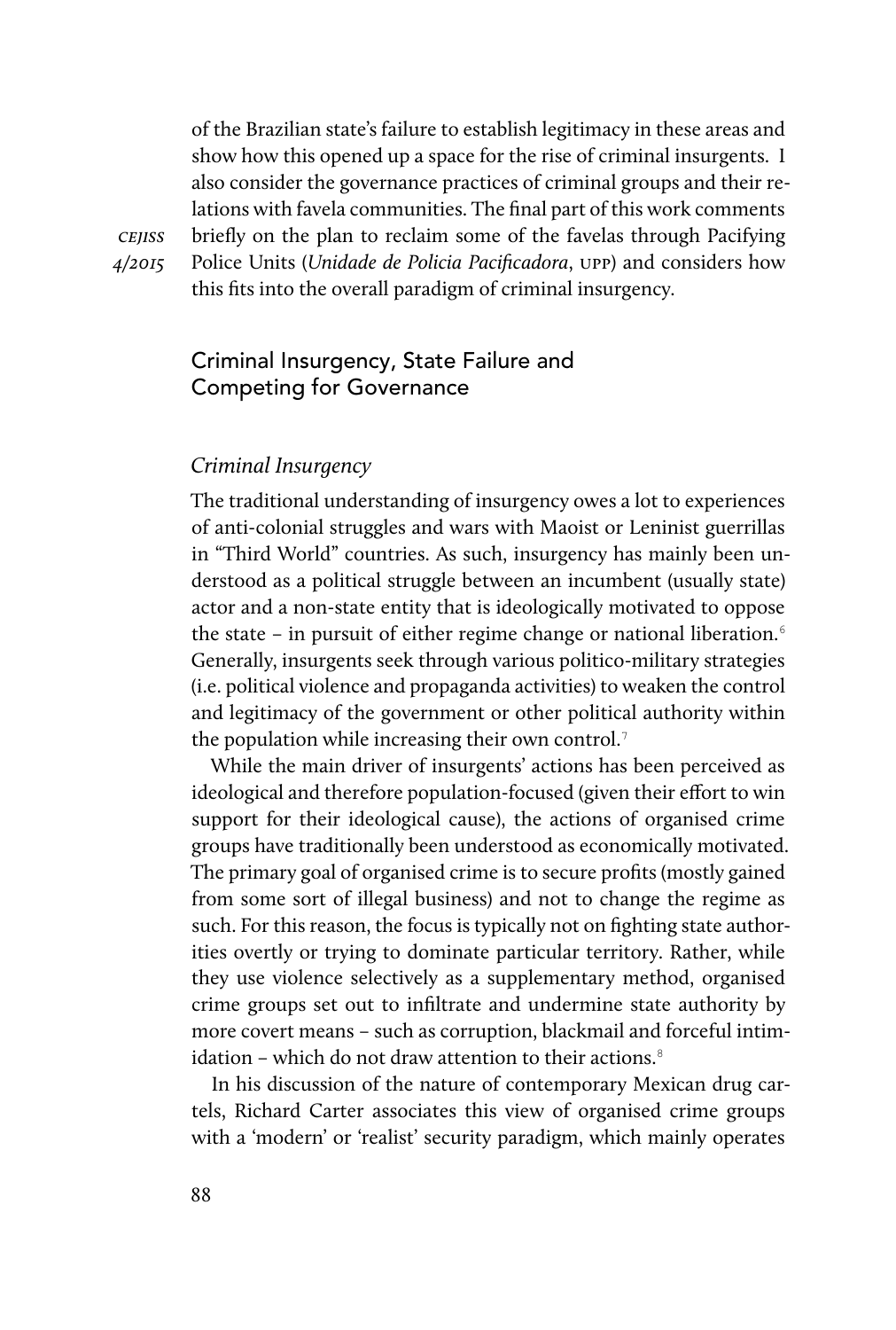of the Brazilian state's failure to establish legitimacy in these areas and show how this opened up a space for the rise of criminal insurgents. I also consider the governance practices of criminal groups and their relations with favela communities. The final part of this work comments briefly on the plan to reclaim some of the favelas through Pacifying Police Units (*Unidade de Policia Pacificadora*, UPP) and considers how this fits into the overall paradigm of criminal insurgency.

## Criminal Insurgency, State Failure and Competing for Governance

### *Criminal Insurgency*

The traditional understanding of insurgency owes a lot to experiences of anti-colonial struggles and wars with Maoist or Leninist guerrillas in "Third World" countries. As such, insurgency has mainly been understood as a political struggle between an incumbent (usually state) actor and a non-state entity that is ideologically motivated to oppose the state – in pursuit of either regime change or national liberation.[6] Generally, insurgents seek through various politico-military strategies (i.e. political violence and propaganda activities) to weaken the control and legitimacy of the government or other political authority within the population while increasing their own control.[7]

While the main driver of insurgents' actions has been perceived as ideological and therefore population-focused (given their effort to win support for their ideological cause), the actions of organised crime groups have traditionally been understood as economically motivated. The primary goal of organised crime is to secure profits (mostly gained from some sort of illegal business) and not to change the regime as such. For this reason, the focus is typically not on fighting state authorities overtly or trying to dominate particular territory. Rather, while they use violence selectively as a supplementary method, organised crime groups set out to infiltrate and undermine state authority by more covert means – such as corruption, blackmail and forceful intimidation – which do not draw attention to their actions.[8]

In his discussion of the nature of contemporary Mexican drug cartels, Richard Carter associates this view of organised crime groups with a 'modern' or 'realist' security paradigm, which mainly operates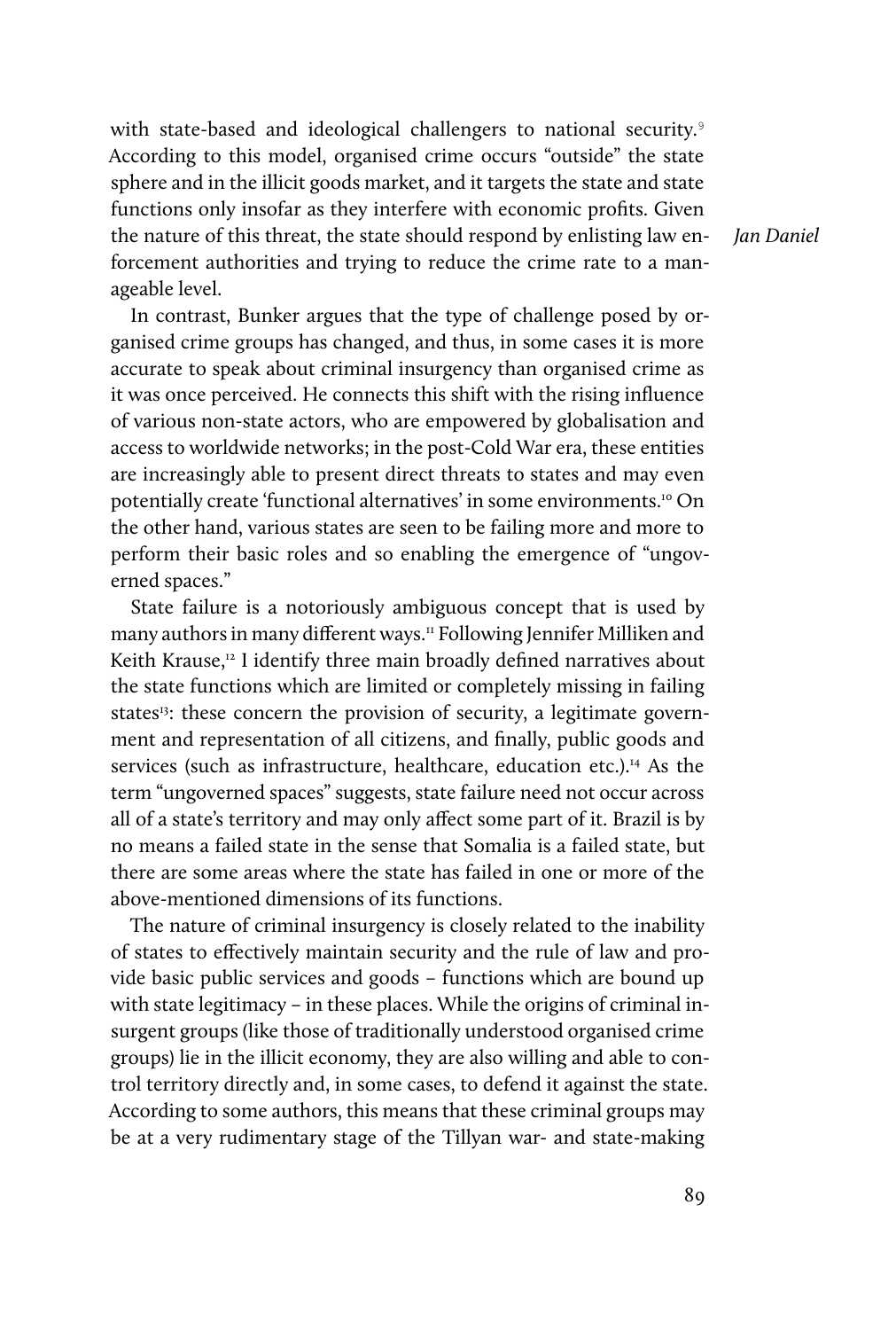with state-based and ideological challengers to national security.[9] According to this model, organised crime occurs "outside" the state sphere and in the illicit goods market, and it targets the state and state functions only insofar as they interfere with economic profits. Given the nature of this threat, the state should respond by enlisting law enforcement authorities and trying to reduce the crime rate to a manageable level.

In contrast, Bunker argues that the type of challenge posed by organised crime groups has changed, and thus, in some cases it is more accurate to speak about criminal insurgency than organised crime as it was once perceived. He connects this shift with the rising influence of various non-state actors, who are empowered by globalisation and access to worldwide networks; in the post-Cold War era, these entities are increasingly able to present direct threats to states and may even potentially create 'functional alternatives' in some environments.[10] On the other hand, various states are seen to be failing more and more to perform their basic roles and so enabling the emergence of "ungoverned spaces."

State failure is a notoriously ambiguous concept that is used by many authors in many different ways.[11] Following Jennifer Milliken and Keith Krause,[12] I identify three main broadly defined narratives about the state functions which are limited or completely missing in failing states[13]: these concern the provision of security, a legitimate government and representation of all citizens, and finally, public goods and services (such as infrastructure, healthcare, education etc.).[14] As the term "ungoverned spaces" suggests, state failure need not occur across all of a state's territory and may only affect some part of it. Brazil is by no means a failed state in the sense that Somalia is a failed state, but there are some areas where the state has failed in one or more of the above-mentioned dimensions of its functions.

The nature of criminal insurgency is closely related to the inability of states to effectively maintain security and the rule of law and provide basic public services and goods – functions which are bound up with state legitimacy – in these places. While the origins of criminal insurgent groups (like those of traditionally understood organised crime groups) lie in the illicit economy, they are also willing and able to control territory directly and, in some cases, to defend it against the state. According to some authors, this means that these criminal groups may be at a very rudimentary stage of the Tillyan war- and state-making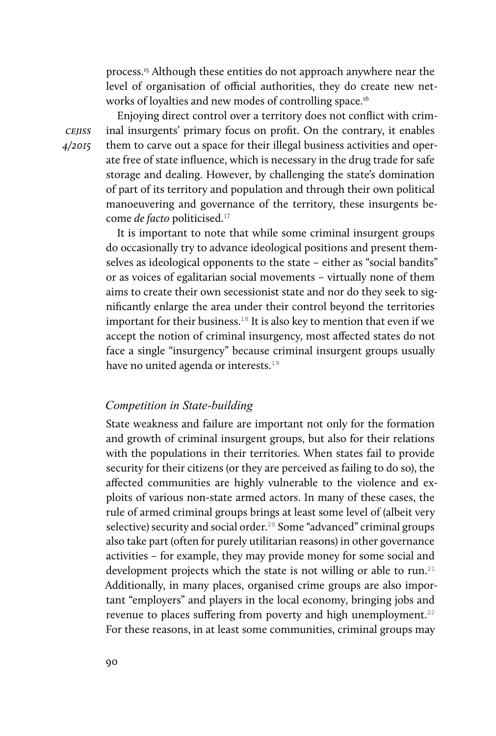process.[15] Although these entities do not approach anywhere near the level of organisation of official authorities, they do create new networks of loyalties and new modes of controlling space.[16]

Enjoying direct control over a territory does not conflict with criminal insurgents' primary focus on profit. On the contrary, it enables them to carve out a space for their illegal business activities and operate free of state influence, which is necessary in the drug trade for safe storage and dealing. However, by challenging the state's domination of part of its territory and population and through their own political manoeuvering and governance of the territory, these insurgents become *de facto* politicised.[17]

It is important to note that while some criminal insurgent groups do occasionally try to advance ideological positions and present themselves as ideological opponents to the state – either as "social bandits" or as voices of egalitarian social movements – virtually none of them aims to create their own secessionist state and nor do they seek to significantly enlarge the area under their control beyond the territories important for their business.[18] It is also key to mention that even if we accept the notion of criminal insurgency, most affected states do not face a single "insurgency" because criminal insurgent groups usually have no united agenda or interests.[19]

### *Competition in State-building*

State weakness and failure are important not only for the formation and growth of criminal insurgent groups, but also for their relations with the populations in their territories. When states fail to provide security for their citizens (or they are perceived as failing to do so), the affected communities are highly vulnerable to the violence and exploits of various non-state armed actors. In many of these cases, the rule of armed criminal groups brings at least some level of (albeit very selective) security and social order.[20] Some "advanced" criminal groups also take part (often for purely utilitarian reasons) in other governance activities – for example, they may provide money for some social and development projects which the state is not willing or able to run.[21] Additionally, in many places, organised crime groups are also important "employers" and players in the local economy, bringing jobs and revenue to places suffering from poverty and high unemployment.[22] For these reasons, in at least some communities, criminal groups may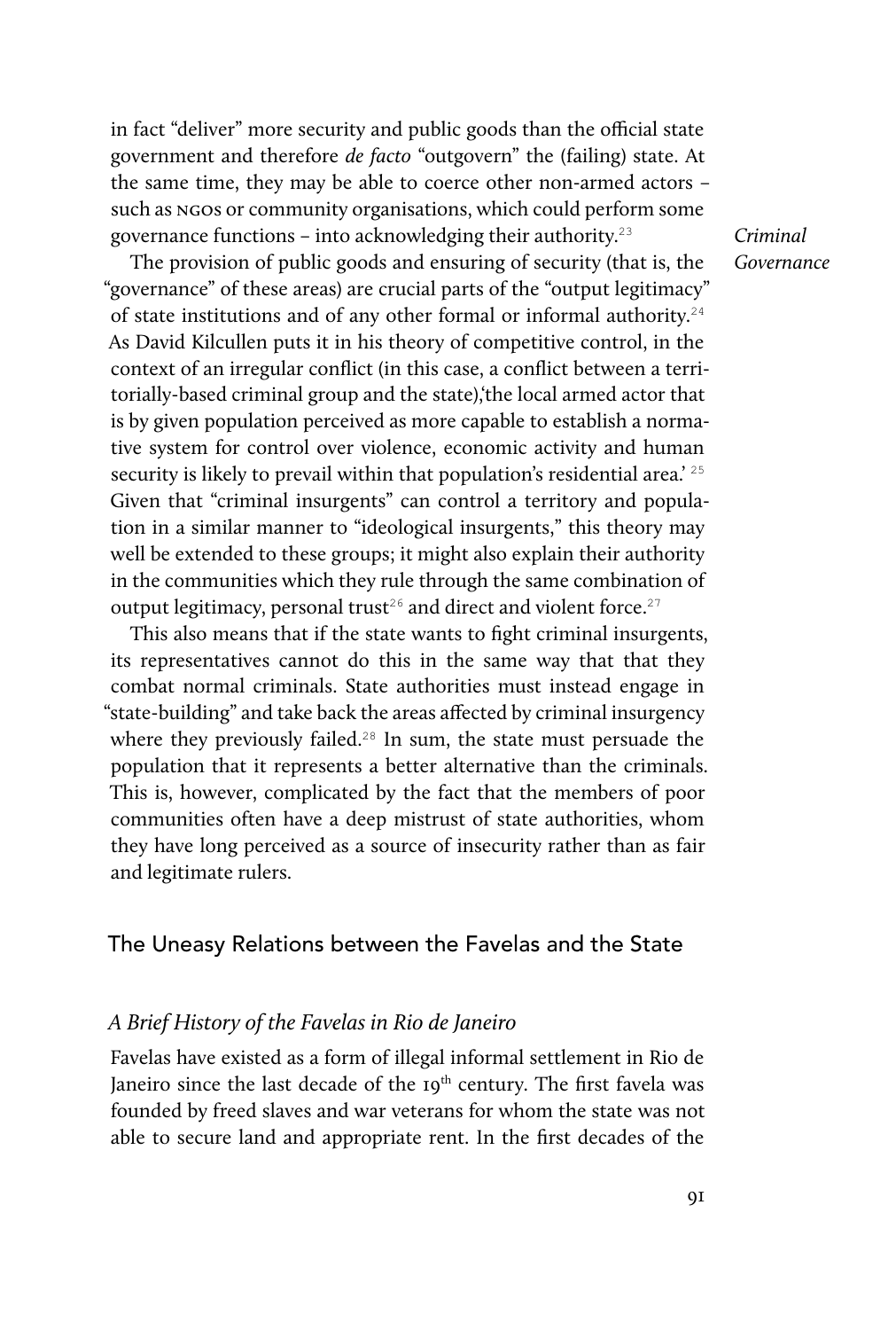in fact "deliver" more security and public goods than the official state government and therefore *de facto* "outgovern" the (failing) state. At the same time, they may be able to coerce other non-armed actors – such as NGOs or community organisations, which could perform some governance functions – into acknowledging their authority.[23]

*Criminal Governance*

The provision of public goods and ensuring of security (that is, the "governance" of these areas) are crucial parts of the "output legitimacy" of state institutions and of any other formal or informal authority.[24] As David Kilcullen puts it in his theory of competitive control, in the context of an irregular conflict (in this case, a conflict between a territorially-based criminal group and the state),'the local armed actor that is by given population perceived as more capable to establish a normative system for control over violence, economic activity and human security is likely to prevail within that population's residential area.' [25] Given that "criminal insurgents" can control a territory and population in a similar manner to "ideological insurgents," this theory may well be extended to these groups; it might also explain their authority in the communities which they rule through the same combination of output legitimacy, personal trust[26] and direct and violent force.[27]

This also means that if the state wants to fight criminal insurgents, its representatives cannot do this in the same way that that they combat normal criminals. State authorities must instead engage in "state-building" and take back the areas affected by criminal insurgency where they previously failed.[28] In sum, the state must persuade the population that it represents a better alternative than the criminals. This is, however, complicated by the fact that the members of poor communities often have a deep mistrust of state authorities, whom they have long perceived as a source of insecurity rather than as fair and legitimate rulers.

## The Uneasy Relations between the Favelas and the State

### *A Brief History of the Favelas in Rio de Janeiro*

Favelas have existed as a form of illegal informal settlement in Rio de Janeiro since the last decade of the 19th century. The first favela was founded by freed slaves and war veterans for whom the state was not able to secure land and appropriate rent. In the first decades of the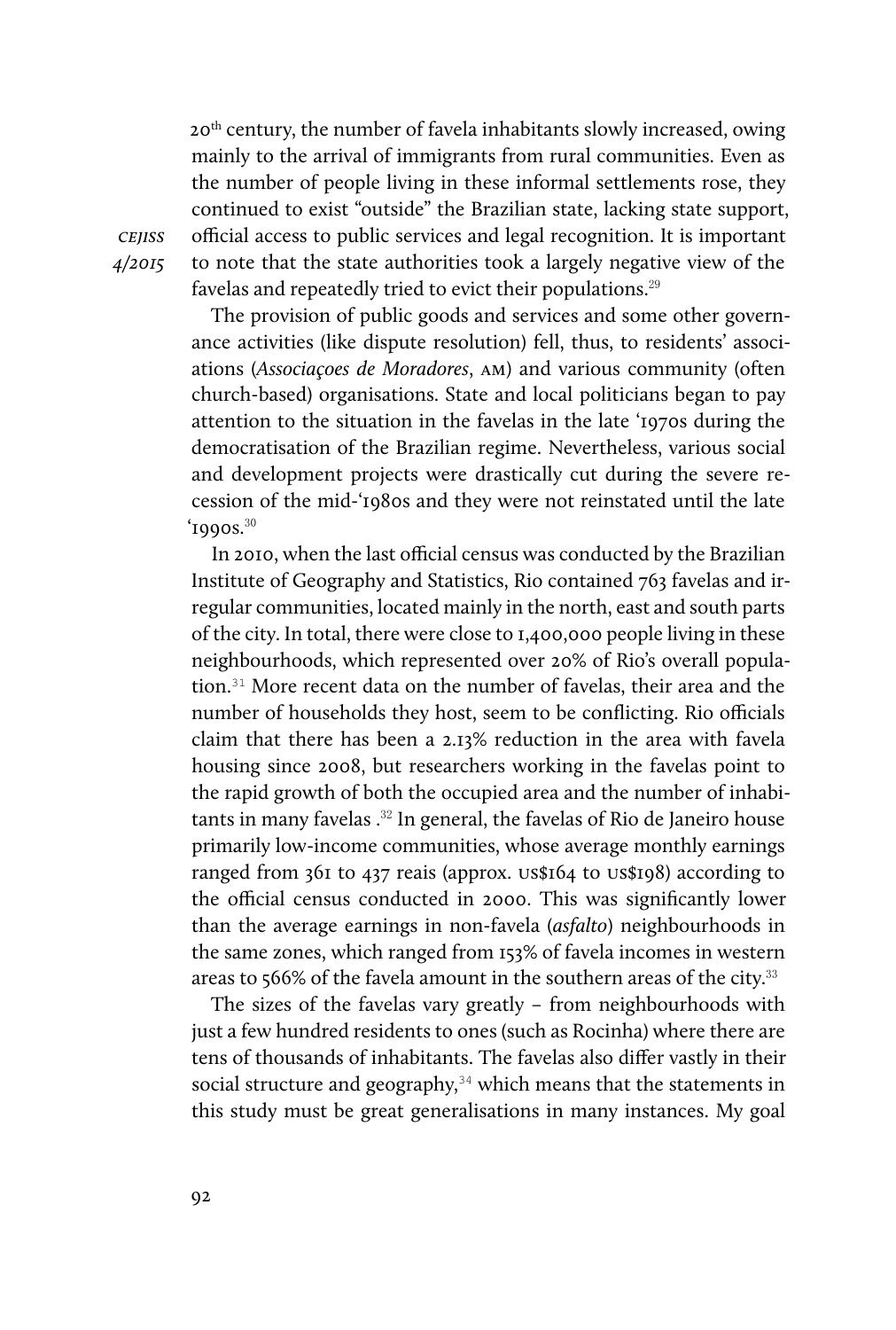20th century, the number of favela inhabitants slowly increased, owing mainly to the arrival of immigrants from rural communities. Even as the number of people living in these informal settlements rose, they continued to exist "outside" the Brazilian state, lacking state support, official access to public services and legal recognition. It is important to note that the state authorities took a largely negative view of the favelas and repeatedly tried to evict their populations.[29]

The provision of public goods and services and some other governance activities (like dispute resolution) fell, thus, to residents' associations (*Associaçoes de Moradores*, AM) and various community (often church-based) organisations. State and local politicians began to pay attention to the situation in the favelas in the late '1970s during the democratisation of the Brazilian regime. Nevertheless, various social and development projects were drastically cut during the severe recession of the mid-'1980s and they were not reinstated until the late '1990s.[30]

In 2010, when the last official census was conducted by the Brazilian Institute of Geography and Statistics, Rio contained 763 favelas and irregular communities, located mainly in the north, east and south parts of the city. In total, there were close to 1,400,000 people living in these neighbourhoods, which represented over 20% of Rio's overall population.[31] More recent data on the number of favelas, their area and the number of households they host, seem to be conflicting. Rio officials claim that there has been a 2.13% reduction in the area with favela housing since 2008, but researchers working in the favelas point to the rapid growth of both the occupied area and the number of inhabitants in many favelas .[32] In general, the favelas of Rio de Janeiro house primarily low-income communities, whose average monthly earnings ranged from 361 to 437 reais (approx. US$164 to US$198) according to the official census conducted in 2000. This was significantly lower than the average earnings in non-favela (*asfalto*) neighbourhoods in the same zones, which ranged from 153% of favela incomes in western areas to 566% of the favela amount in the southern areas of the city.[33]

The sizes of the favelas vary greatly – from neighbourhoods with just a few hundred residents to ones (such as Rocinha) where there are tens of thousands of inhabitants. The favelas also differ vastly in their social structure and geography,[34] which means that the statements in this study must be great generalisations in many instances. My goal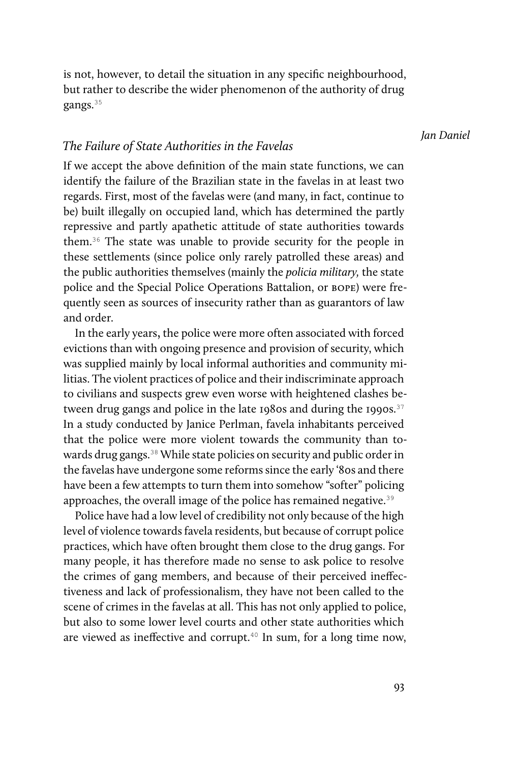is not, however, to detail the situation in any specific neighbourhood, but rather to describe the wider phenomenon of the authority of drug gangs.[35]

### *The Failure of State Authorities in the Favelas*

If we accept the above definition of the main state functions, we can identify the failure of the Brazilian state in the favelas in at least two regards. First, most of the favelas were (and many, in fact, continue to be) built illegally on occupied land, which has determined the partly repressive and partly apathetic attitude of state authorities towards them.[36] The state was unable to provide security for the people in these settlements (since police only rarely patrolled these areas) and the public authorities themselves (mainly the *policia military,* the state police and the Special Police Operations Battalion, or BOPE) were frequently seen as sources of insecurity rather than as guarantors of law and order.

In the early years, the police were more often associated with forced evictions than with ongoing presence and provision of security, which was supplied mainly by local informal authorities and community militias. The violent practices of police and their indiscriminate approach to civilians and suspects grew even worse with heightened clashes between drug gangs and police in the late 1980s and during the 1990s.[37] In a study conducted by Janice Perlman, favela inhabitants perceived that the police were more violent towards the community than towards drug gangs.[38] While state policies on security and public order in the favelas have undergone some reforms since the early '80s and there have been a few attempts to turn them into somehow "softer" policing approaches, the overall image of the police has remained negative.[39]

Police have had a low level of credibility not only because of the high level of violence towards favela residents, but because of corrupt police practices, which have often brought them close to the drug gangs. For many people, it has therefore made no sense to ask police to resolve the crimes of gang members, and because of their perceived ineffectiveness and lack of professionalism, they have not been called to the scene of crimes in the favelas at all. This has not only applied to police, but also to some lower level courts and other state authorities which are viewed as ineffective and corrupt.[40] In sum, for a long time now,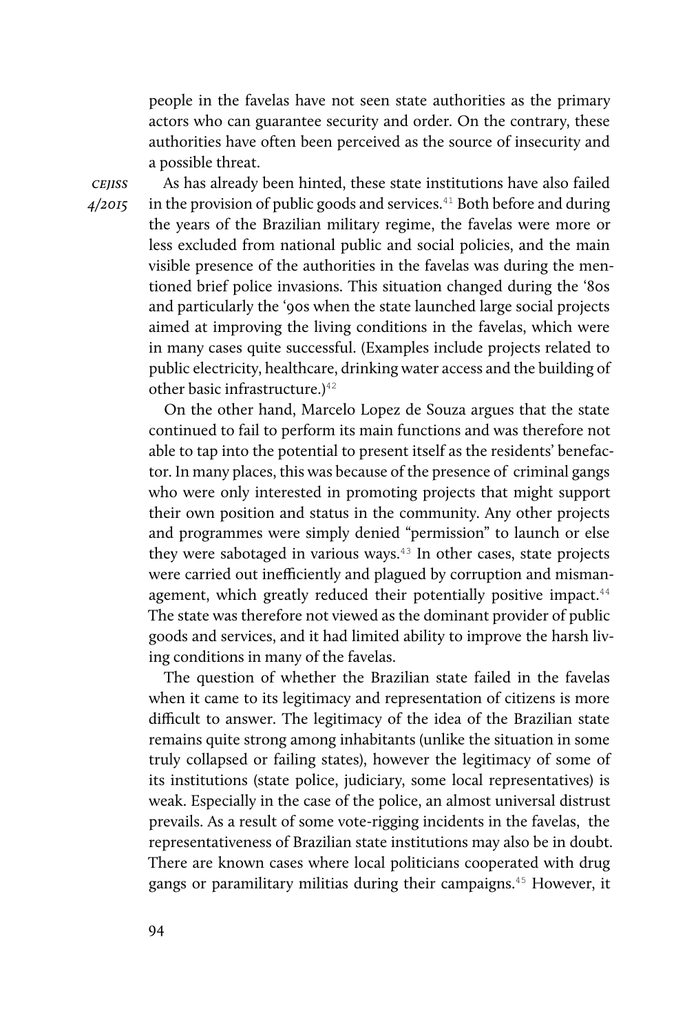people in the favelas have not seen state authorities as the primary actors who can guarantee security and order. On the contrary, these authorities have often been perceived as the source of insecurity and a possible threat.

As has already been hinted, these state institutions have also failed in the provision of public goods and services.[41] Both before and during the years of the Brazilian military regime, the favelas were more or less excluded from national public and social policies, and the main visible presence of the authorities in the favelas was during the mentioned brief police invasions. This situation changed during the '80s and particularly the '90s when the state launched large social projects aimed at improving the living conditions in the favelas, which were in many cases quite successful. (Examples include projects related to public electricity, healthcare, drinking water access and the building of other basic infrastructure.)[42]

On the other hand, Marcelo Lopez de Souza argues that the state continued to fail to perform its main functions and was therefore not able to tap into the potential to present itself as the residents' benefactor. In many places, this was because of the presence of criminal gangs who were only interested in promoting projects that might support their own position and status in the community. Any other projects and programmes were simply denied "permission" to launch or else they were sabotaged in various ways.[43] In other cases, state projects were carried out inefficiently and plagued by corruption and mismanagement, which greatly reduced their potentially positive impact.[44] The state was therefore not viewed as the dominant provider of public goods and services, and it had limited ability to improve the harsh living conditions in many of the favelas.

The question of whether the Brazilian state failed in the favelas when it came to its legitimacy and representation of citizens is more difficult to answer. The legitimacy of the idea of the Brazilian state remains quite strong among inhabitants (unlike the situation in some truly collapsed or failing states), however the legitimacy of some of its institutions (state police, judiciary, some local representatives) is weak. Especially in the case of the police, an almost universal distrust prevails. As a result of some vote-rigging incidents in the favelas, the representativeness of Brazilian state institutions may also be in doubt. There are known cases where local politicians cooperated with drug gangs or paramilitary militias during their campaigns.[45] However, it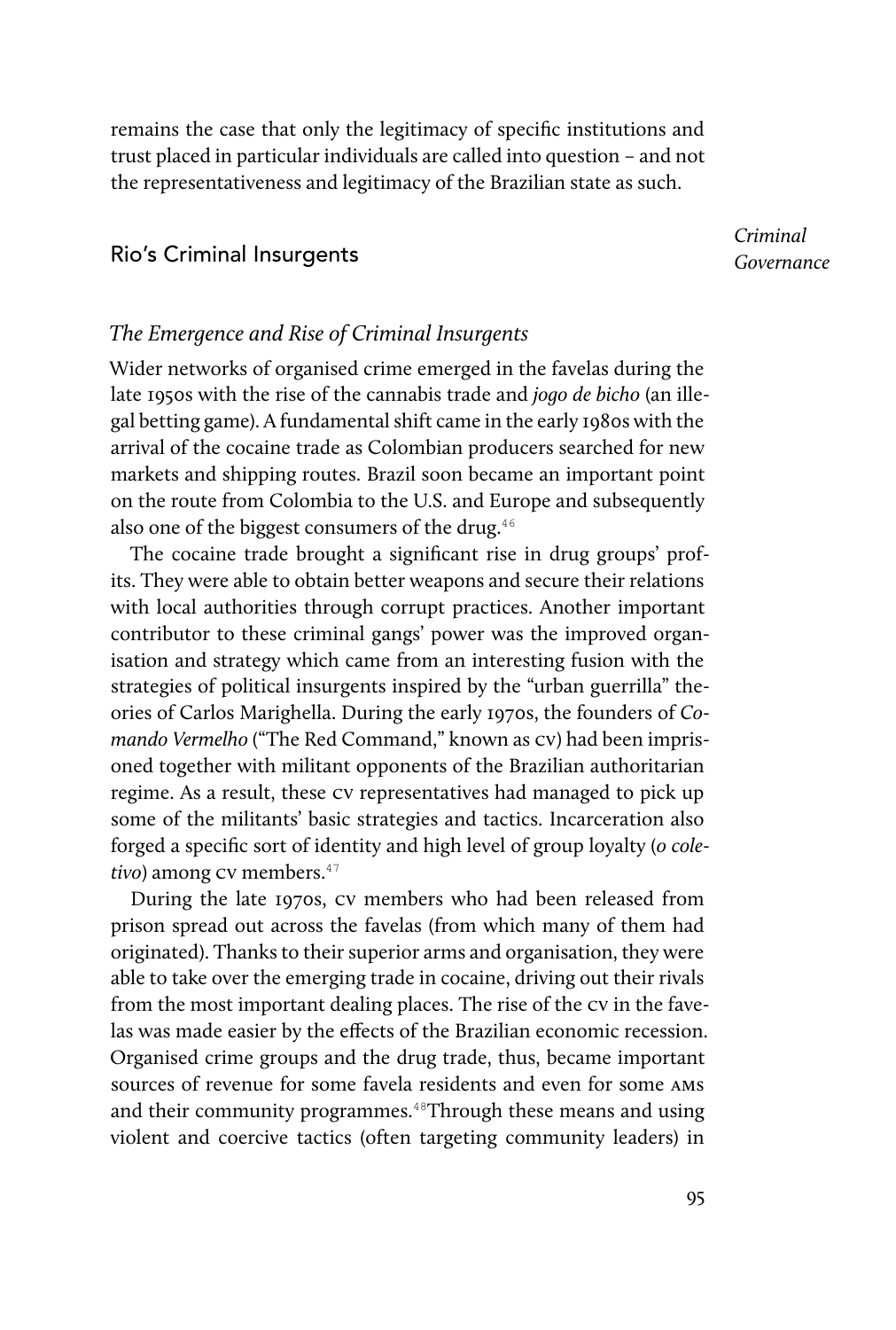remains the case that only the legitimacy of specific institutions and trust placed in particular individuals are called into question – and not the representativeness and legitimacy of the Brazilian state as such.

## Rio's Criminal Insurgents

*Criminal Governance*

### *The Emergence and Rise of Criminal Insurgents*

Wider networks of organised crime emerged in the favelas during the late 1950s with the rise of the cannabis trade and *jogo de bicho* (an illegal betting game). A fundamental shift came in the early 1980s with the arrival of the cocaine trade as Colombian producers searched for new markets and shipping routes. Brazil soon became an important point on the route from Colombia to the U.S. and Europe and subsequently also one of the biggest consumers of the drug.[46]

The cocaine trade brought a significant rise in drug groups' profits. They were able to obtain better weapons and secure their relations with local authorities through corrupt practices. Another important contributor to these criminal gangs' power was the improved organisation and strategy which came from an interesting fusion with the strategies of political insurgents inspired by the "urban guerrilla" theories of Carlos Marighella. During the early 1970s, the founders of *Comando Vermelho* ("The Red Command," known as CV) had been imprisoned together with militant opponents of the Brazilian authoritarian regime. As a result, these CV representatives had managed to pick up some of the militants' basic strategies and tactics. Incarceration also forged a specific sort of identity and high level of group loyalty (*o coletivo*) among CV members.[47]

During the late 1970s, CV members who had been released from prison spread out across the favelas (from which many of them had originated). Thanks to their superior arms and organisation, they were able to take over the emerging trade in cocaine, driving out their rivals from the most important dealing places. The rise of the CV in the favelas was made easier by the effects of the Brazilian economic recession. Organised crime groups and the drug trade, thus, became important sources of revenue for some favela residents and even for some AMs and their community programmes.[48] Through these means and using violent and coercive tactics (often targeting community leaders) in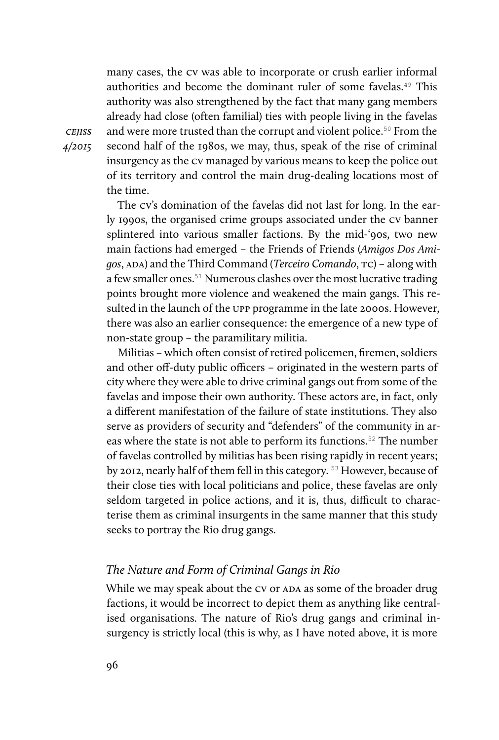many cases, the CV was able to incorporate or crush earlier informal authorities and become the dominant ruler of some favelas.[49] This authority was also strengthened by the fact that many gang members already had close (often familial) ties with people living in the favelas and were more trusted than the corrupt and violent police.[50] From the second half of the 1980s, we may, thus, speak of the rise of criminal insurgency as the CV managed by various means to keep the police out of its territory and control the main drug-dealing locations most of the time.

The CV's domination of the favelas did not last for long. In the early 1990s, the organised crime groups associated under the CV banner splintered into various smaller factions. By the mid-'90s, two new main factions had emerged – the Friends of Friends (*Amigos Dos Amigos*, ADA) and the Third Command (*Terceiro Comando*, TC) – along with a few smaller ones.[51] Numerous clashes over the most lucrative trading points brought more violence and weakened the main gangs. This resulted in the launch of the UPP programme in the late 2000s. However, there was also an earlier consequence: the emergence of a new type of non-state group – the paramilitary militia.

Militias – which often consist of retired policemen, firemen, soldiers and other off-duty public officers – originated in the western parts of city where they were able to drive criminal gangs out from some of the favelas and impose their own authority. These actors are, in fact, only a different manifestation of the failure of state institutions. They also serve as providers of security and "defenders" of the community in areas where the state is not able to perform its functions.[52] The number of favelas controlled by militias has been rising rapidly in recent years; by 2012, nearly half of them fell in this category. [53] However, because of their close ties with local politicians and police, these favelas are only seldom targeted in police actions, and it is, thus, difficult to characterise them as criminal insurgents in the same manner that this study seeks to portray the Rio drug gangs.

### *The Nature and Form of Criminal Gangs in Rio*

While we may speak about the CV or ADA as some of the broader drug factions, it would be incorrect to depict them as anything like centralised organisations. The nature of Rio's drug gangs and criminal insurgency is strictly local (this is why, as I have noted above, it is more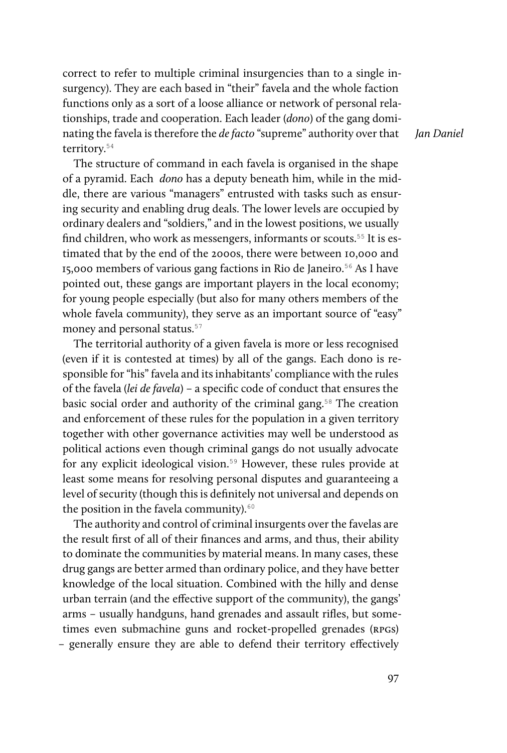correct to refer to multiple criminal insurgencies than to a single insurgency). They are each based in "their" favela and the whole faction functions only as a sort of a loose alliance or network of personal relationships, trade and cooperation. Each leader (*dono*) of the gang dominating the favela is therefore the *de facto* "supreme" authority over that territory.[54]

The structure of command in each favela is organised in the shape of a pyramid. Each *dono* has a deputy beneath him, while in the middle, there are various "managers" entrusted with tasks such as ensuring security and enabling drug deals. The lower levels are occupied by ordinary dealers and "soldiers," and in the lowest positions, we usually find children, who work as messengers, informants or scouts.[55] It is estimated that by the end of the 2000s, there were between 10,000 and 15,000 members of various gang factions in Rio de Janeiro.[56] As I have pointed out, these gangs are important players in the local economy; for young people especially (but also for many others members of the whole favela community), they serve as an important source of "easy" money and personal status.[57]

The territorial authority of a given favela is more or less recognised (even if it is contested at times) by all of the gangs. Each dono is responsible for "his" favela and its inhabitants' compliance with the rules of the favela (*lei de favela*) – a specific code of conduct that ensures the basic social order and authority of the criminal gang.[58] The creation and enforcement of these rules for the population in a given territory together with other governance activities may well be understood as political actions even though criminal gangs do not usually advocate for any explicit ideological vision.[59] However, these rules provide at least some means for resolving personal disputes and guaranteeing a level of security (though this is definitely not universal and depends on the position in the favela community).[60]

The authority and control of criminal insurgents over the favelas are the result first of all of their finances and arms, and thus, their ability to dominate the communities by material means. In many cases, these drug gangs are better armed than ordinary police, and they have better knowledge of the local situation. Combined with the hilly and dense urban terrain (and the effective support of the community), the gangs' arms – usually handguns, hand grenades and assault rifles, but sometimes even submachine guns and rocket-propelled grenades (RPGs) – generally ensure they are able to defend their territory effectively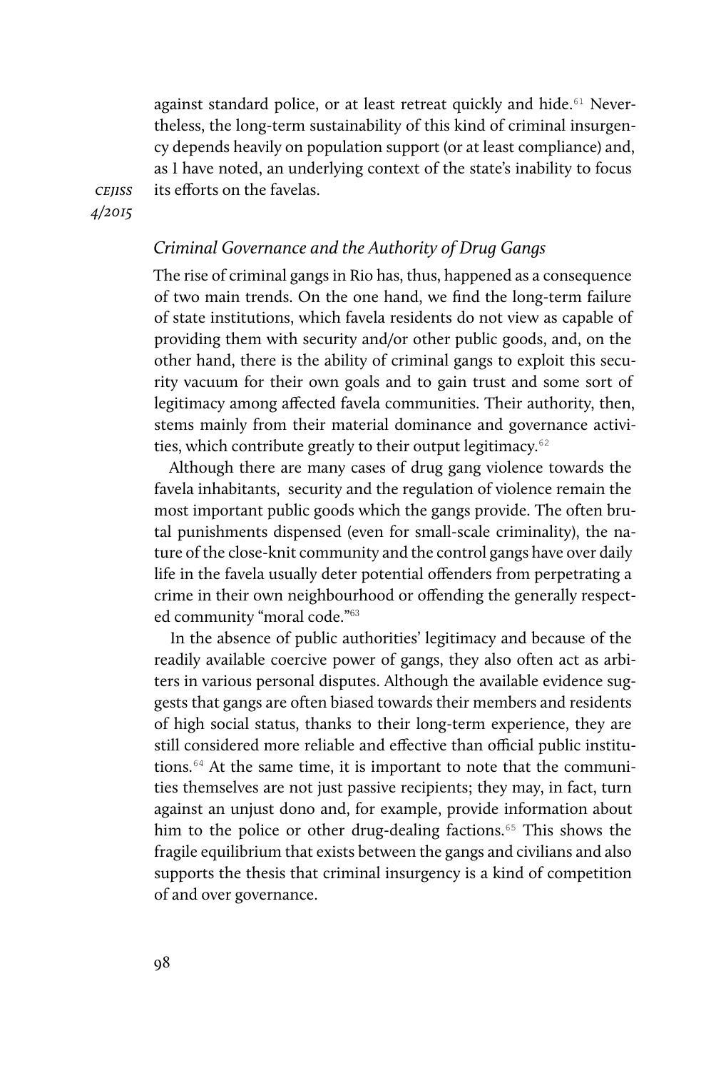against standard police, or at least retreat quickly and hide.[61] Nevertheless, the long-term sustainability of this kind of criminal insurgency depends heavily on population support (or at least compliance) and, as I have noted, an underlying context of the state's inability to focus its efforts on the favelas.

### *Criminal Governance and the Authority of Drug Gangs*

The rise of criminal gangs in Rio has, thus, happened as a consequence of two main trends. On the one hand, we find the long-term failure of state institutions, which favela residents do not view as capable of providing them with security and/or other public goods, and, on the other hand, there is the ability of criminal gangs to exploit this security vacuum for their own goals and to gain trust and some sort of legitimacy among affected favela communities. Their authority, then, stems mainly from their material dominance and governance activities, which contribute greatly to their output legitimacy.[62]

Although there are many cases of drug gang violence towards the favela inhabitants, security and the regulation of violence remain the most important public goods which the gangs provide. The often brutal punishments dispensed (even for small-scale criminality), the nature of the close-knit community and the control gangs have over daily life in the favela usually deter potential offenders from perpetrating a crime in their own neighbourhood or offending the generally respected community "moral code."[63]

In the absence of public authorities' legitimacy and because of the readily available coercive power of gangs, they also often act as arbiters in various personal disputes. Although the available evidence suggests that gangs are often biased towards their members and residents of high social status, thanks to their long-term experience, they are still considered more reliable and effective than official public institutions.[64] At the same time, it is important to note that the communities themselves are not just passive recipients; they may, in fact, turn against an unjust dono and, for example, provide information about him to the police or other drug-dealing factions.[65] This shows the fragile equilibrium that exists between the gangs and civilians and also supports the thesis that criminal insurgency is a kind of competition of and over governance.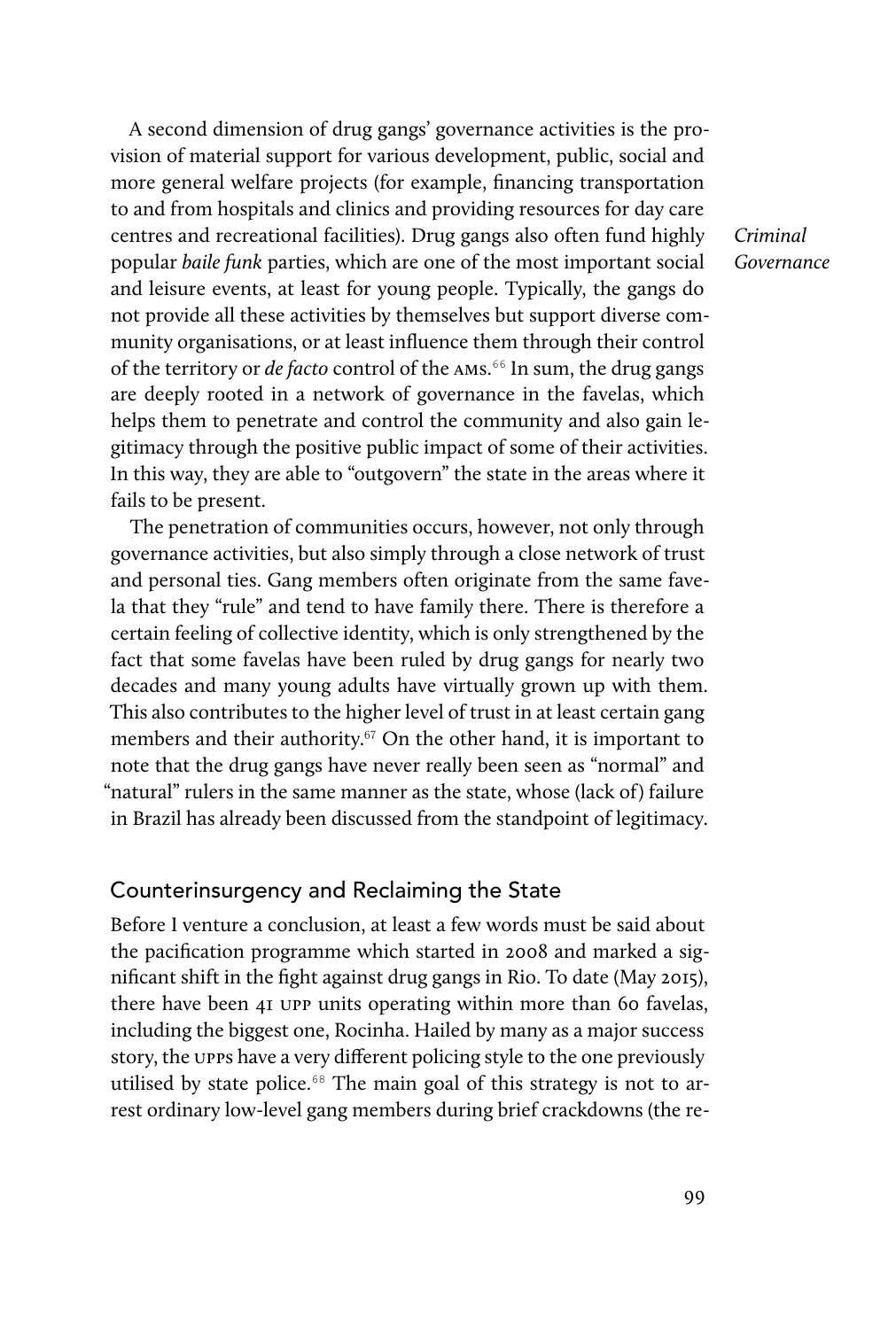A second dimension of drug gangs' governance activities is the provision of material support for various development, public, social and more general welfare projects (for example, financing transportation to and from hospitals and clinics and providing resources for day care centres and recreational facilities). Drug gangs also often fund highly popular *baile funk* parties, which are one of the most important social and leisure events, at least for young people. Typically, the gangs do not provide all these activities by themselves but support diverse community organisations, or at least influence them through their control of the territory or *de facto* control of the AMs.[66] In sum, the drug gangs are deeply rooted in a network of governance in the favelas, which helps them to penetrate and control the community and also gain legitimacy through the positive public impact of some of their activities. In this way, they are able to "outgovern" the state in the areas where it fails to be present.

The penetration of communities occurs, however, not only through governance activities, but also simply through a close network of trust and personal ties. Gang members often originate from the same favela that they "rule" and tend to have family there. There is therefore a certain feeling of collective identity, which is only strengthened by the fact that some favelas have been ruled by drug gangs for nearly two decades and many young adults have virtually grown up with them. This also contributes to the higher level of trust in at least certain gang members and their authority.[67] On the other hand, it is important to note that the drug gangs have never really been seen as "normal" and "natural" rulers in the same manner as the state, whose (lack of) failure in Brazil has already been discussed from the standpoint of legitimacy.

## Counterinsurgency and Reclaiming the State

Before I venture a conclusion, at least a few words must be said about the pacification programme which started in 2008 and marked a significant shift in the fight against drug gangs in Rio. To date (May 2015), there have been 41 UPP units operating within more than 60 favelas, including the biggest one, Rocinha. Hailed by many as a major success story, the UPPs have a very different policing style to the one previously utilised by state police.[68] The main goal of this strategy is not to arrest ordinary low-level gang members during brief crackdowns (the re-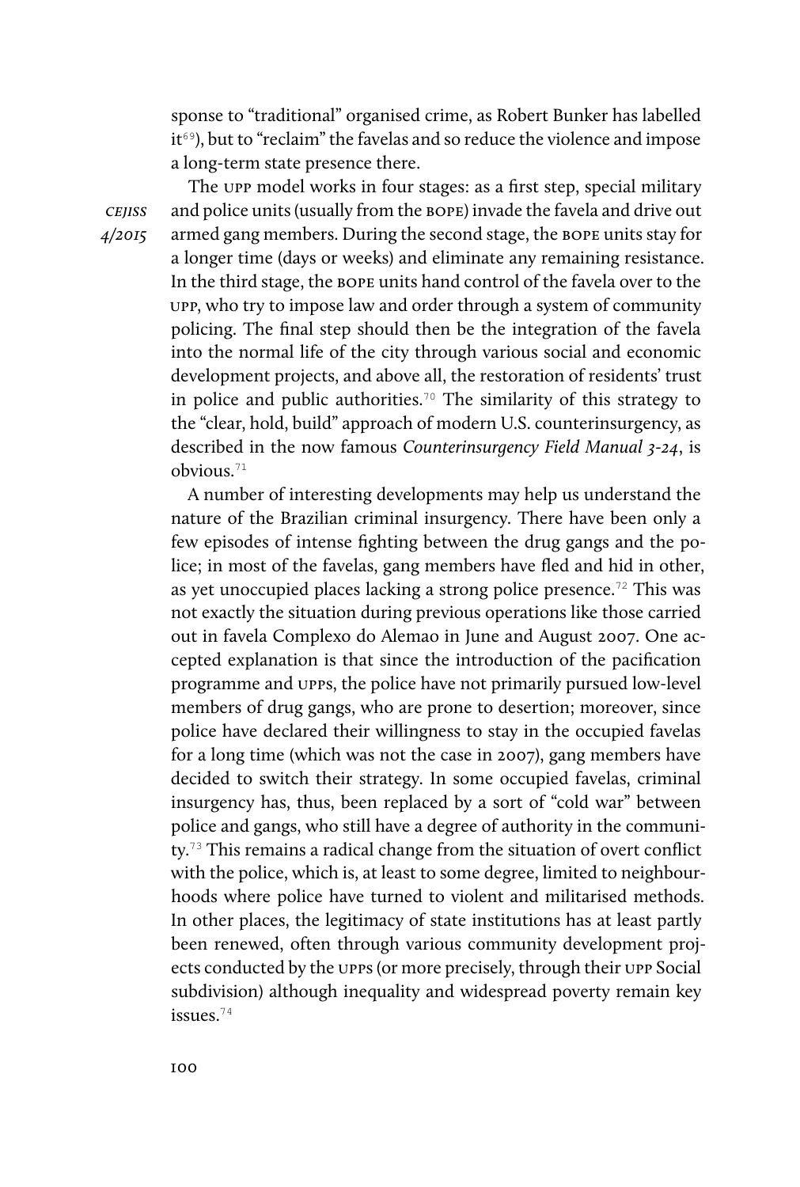sponse to "traditional" organised crime, as Robert Bunker has labelled it[69]), but to "reclaim" the favelas and so reduce the violence and impose a long-term state presence there.

The UPP model works in four stages: as a first step, special military and police units (usually from the BOPE) invade the favela and drive out armed gang members. During the second stage, the BOPE units stay for a longer time (days or weeks) and eliminate any remaining resistance. In the third stage, the BOPE units hand control of the favela over to the UPP, who try to impose law and order through a system of community policing. The final step should then be the integration of the favela into the normal life of the city through various social and economic development projects, and above all, the restoration of residents' trust in police and public authorities.[70] The similarity of this strategy to the "clear, hold, build" approach of modern U.S. counterinsurgency, as described in the now famous *Counterinsurgency Field Manual 3-24*, is obvious.[71]

A number of interesting developments may help us understand the nature of the Brazilian criminal insurgency. There have been only a few episodes of intense fighting between the drug gangs and the police; in most of the favelas, gang members have fled and hid in other, as yet unoccupied places lacking a strong police presence.[72] This was not exactly the situation during previous operations like those carried out in favela Complexo do Alemao in June and August 2007. One accepted explanation is that since the introduction of the pacification programme and UPPs, the police have not primarily pursued low-level members of drug gangs, who are prone to desertion; moreover, since police have declared their willingness to stay in the occupied favelas for a long time (which was not the case in 2007), gang members have decided to switch their strategy. In some occupied favelas, criminal insurgency has, thus, been replaced by a sort of "cold war" between police and gangs, who still have a degree of authority in the community.[73] This remains a radical change from the situation of overt conflict with the police, which is, at least to some degree, limited to neighbourhoods where police have turned to violent and militarised methods. In other places, the legitimacy of state institutions has at least partly been renewed, often through various community development projects conducted by the UPPs (or more precisely, through their UPP Social subdivision) although inequality and widespread poverty remain key issues.[74]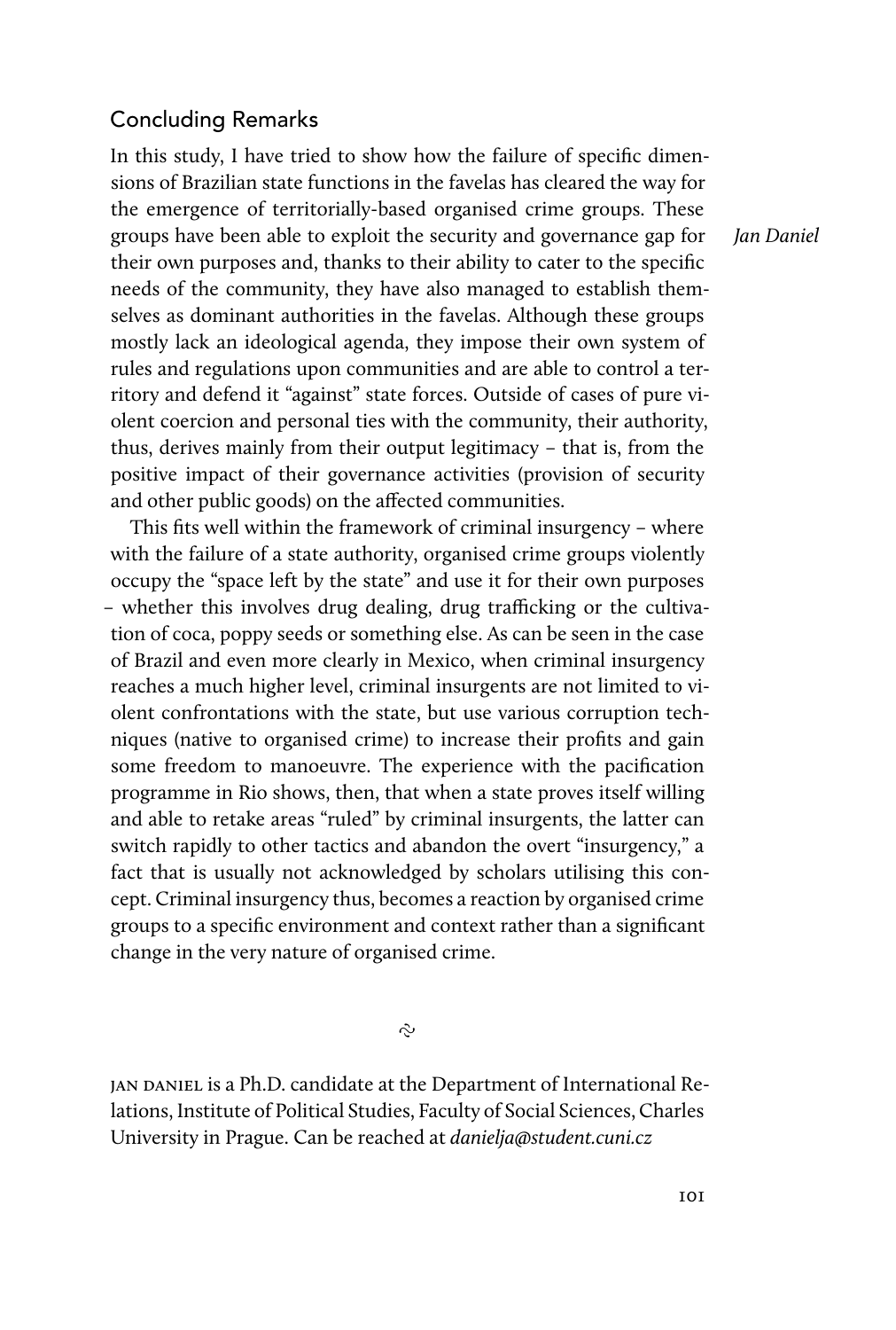## Concluding Remarks

In this study, I have tried to show how the failure of specific dimensions of Brazilian state functions in the favelas has cleared the way for the emergence of territorially-based organised crime groups. These groups have been able to exploit the security and governance gap for their own purposes and, thanks to their ability to cater to the specific needs of the community, they have also managed to establish themselves as dominant authorities in the favelas. Although these groups mostly lack an ideological agenda, they impose their own system of rules and regulations upon communities and are able to control a territory and defend it "against" state forces. Outside of cases of pure violent coercion and personal ties with the community, their authority, thus, derives mainly from their output legitimacy – that is, from the positive impact of their governance activities (provision of security and other public goods) on the affected communities.

This fits well within the framework of criminal insurgency – where with the failure of a state authority, organised crime groups violently occupy the "space left by the state" and use it for their own purposes – whether this involves drug dealing, drug trafficking or the cultivation of coca, poppy seeds or something else. As can be seen in the case of Brazil and even more clearly in Mexico, when criminal insurgency reaches a much higher level, criminal insurgents are not limited to violent confrontations with the state, but use various corruption techniques (native to organised crime) to increase their profits and gain some freedom to manoeuvre. The experience with the pacification programme in Rio shows, then, that when a state proves itself willing and able to retake areas "ruled" by criminal insurgents, the latter can switch rapidly to other tactics and abandon the overt "insurgency," a fact that is usually not acknowledged by scholars utilising this concept. Criminal insurgency thus, becomes a reaction by organised crime groups to a specific environment and context rather than a significant change in the very nature of organised crime.

JAN DANIEL is a Ph.D. candidate at the Department of International Relations, Institute of Political Studies, Faculty of Social Sciences, Charles University in Prague. Can be reached at *danielja@student.cuni.cz*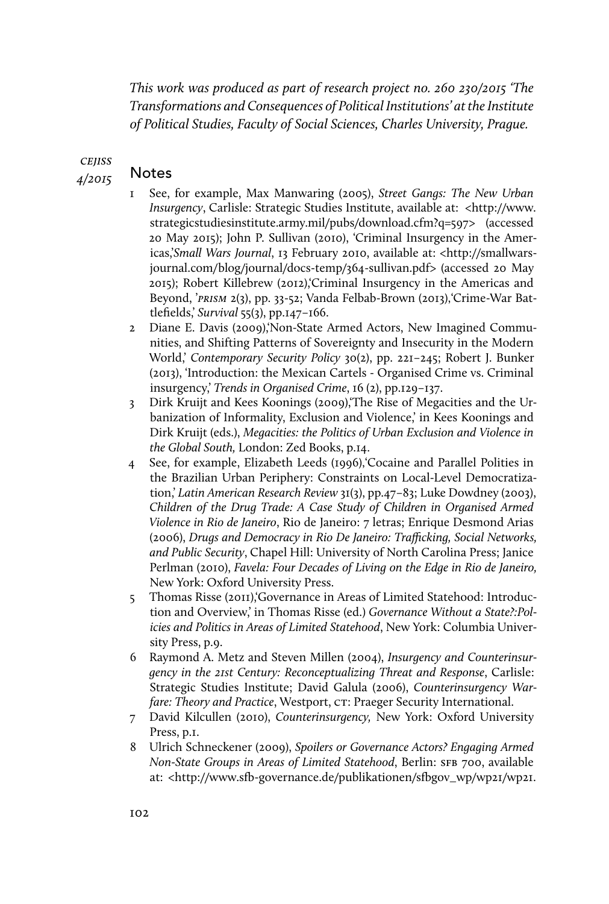*This work was produced as part of research project no. 260 230/2015 'The Transformations and Consequences of Political Institutions' at the Institute of Political Studies, Faculty of Social Sciences, Charles University, Prague.*

## Notes

1 See, for example, Max Manwaring (2005), *Street Gangs: The New Urban Insurgency*, Carlisle: Strategic Studies Institute, available at: <http://www.strategicstudiesinstitute.army.mil/pubs/download.cfm?q=597> (accessed 20 May 2015); John P. Sullivan (2010), 'Criminal Insurgency in the Americas,'*Small Wars Journal*, 13 February 2010, available at: <http://smallwarsjournal.com/blog/journal/docs-temp/364-sullivan.pdf> (accessed 20 May 2015); Robert Killebrew (2012),'Criminal Insurgency in the Americas and Beyond, '*PRISM* 2(3), pp. 33-52; Vanda Felbab-Brown (2013),'Crime-War Battlefields,' *Survival* 55(3), pp.147–166.

2 Diane E. Davis (2009),'Non-State Armed Actors, New Imagined Communities, and Shifting Patterns of Sovereignty and Insecurity in the Modern World,' *Contemporary Security Policy* 30(2), pp. 221–245; Robert J. Bunker (2013), 'Introduction: the Mexican Cartels - Organised Crime vs. Criminal insurgency,' *Trends in Organised Crime*, 16 (2), pp.129–137.

3 Dirk Kruijt and Kees Koonings (2009),'The Rise of Megacities and the Urbanization of Informality, Exclusion and Violence,' in Kees Koonings and Dirk Kruijt (eds.), *Megacities: the Politics of Urban Exclusion and Violence in the Global South,* London: Zed Books, p.14.

4 See, for example, Elizabeth Leeds (1996),'Cocaine and Parallel Polities in the Brazilian Urban Periphery: Constraints on Local-Level Democratization,' *Latin American Research Review* 31(3), pp.47–83; Luke Dowdney (2003), *Children of the Drug Trade: A Case Study of Children in Organised Armed Violence in Rio de Janeiro*, Rio de Janeiro: 7 letras; Enrique Desmond Arias (2006), *Drugs and Democracy in Rio De Janeiro: Trafficking, Social Networks, and Public Security*, Chapel Hill: University of North Carolina Press; Janice Perlman (2010), *Favela: Four Decades of Living on the Edge in Rio de Janeiro,* New York: Oxford University Press.

5 Thomas Risse (2011),'Governance in Areas of Limited Statehood: Introduction and Overview,' in Thomas Risse (ed.) *Governance Without a State?:Policies and Politics in Areas of Limited Statehood*, New York: Columbia University Press, p.9.

6 Raymond A. Metz and Steven Millen (2004), *Insurgency and Counterinsurgency in the 21st Century: Reconceptualizing Threat and Response*, Carlisle: Strategic Studies Institute; David Galula (2006), *Counterinsurgency Warfare: Theory and Practice*, Westport, CT: Praeger Security International.

7 David Kilcullen (2010), *Counterinsurgency,* New York: Oxford University Press, p.1.

8 Ulrich Schneckener (2009), *Spoilers or Governance Actors? Engaging Armed Non-State Groups in Areas of Limited Statehood*, Berlin: SFB 700, available at: <http://www.sfb-governance.de/publikationen/sfbgov_wp/wp21/wp21.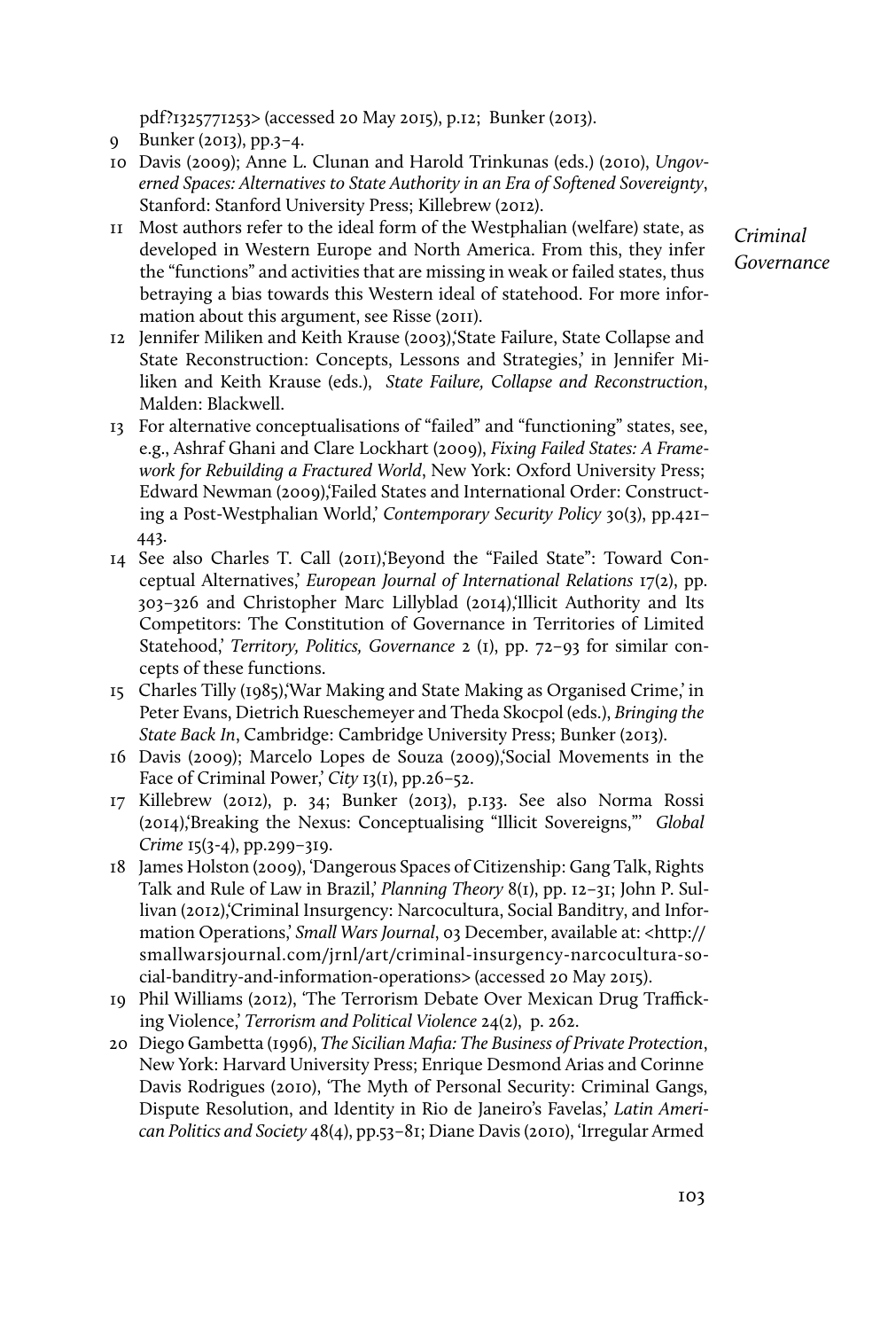pdf?1325771253> (accessed 20 May 2015), p.12; Bunker (2013).

9 Bunker (2013), pp.3–4.

10 Davis (2009); Anne L. Clunan and Harold Trinkunas (eds.) (2010), *Ungoverned Spaces: Alternatives to State Authority in an Era of Softened Sovereignty*, Stanford: Stanford University Press; Killebrew (2012).

11 Most authors refer to the ideal form of the Westphalian (welfare) state, as developed in Western Europe and North America. From this, they infer the "functions" and activities that are missing in weak or failed states, thus betraying a bias towards this Western ideal of statehood. For more information about this argument, see Risse (2011).

12 Jennifer Miliken and Keith Krause (2003),'State Failure, State Collapse and State Reconstruction: Concepts, Lessons and Strategies,' in Jennifer Miliken and Keith Krause (eds.), *State Failure, Collapse and Reconstruction*, Malden: Blackwell.

13 For alternative conceptualisations of "failed" and "functioning" states, see, e.g., Ashraf Ghani and Clare Lockhart (2009), *Fixing Failed States: A Framework for Rebuilding a Fractured World*, New York: Oxford University Press; Edward Newman (2009),'Failed States and International Order: Constructing a Post-Westphalian World,' *Contemporary Security Policy* 30(3), pp.421–443.

14 See also Charles T. Call (2011),'Beyond the "Failed State": Toward Conceptual Alternatives,' *European Journal of International Relations* 17(2), pp. 303–326 and Christopher Marc Lillyblad (2014),'Illicit Authority and Its Competitors: The Constitution of Governance in Territories of Limited Statehood,' *Territory, Politics, Governance* 2 (1), pp. 72–93 for similar concepts of these functions.

15 Charles Tilly (1985),'War Making and State Making as Organised Crime,' in Peter Evans, Dietrich Rueschemeyer and Theda Skocpol (eds.), *Bringing the State Back In*, Cambridge: Cambridge University Press; Bunker (2013).

16 Davis (2009); Marcelo Lopes de Souza (2009),'Social Movements in the Face of Criminal Power,' *City* 13(1), pp.26–52.

17 Killebrew (2012), p. 34; Bunker (2013), p.133. See also Norma Rossi (2014),'Breaking the Nexus: Conceptualising "Illicit Sovereigns,"' *Global Crime* 15(3-4), pp.299–319.

18 James Holston (2009), 'Dangerous Spaces of Citizenship: Gang Talk, Rights Talk and Rule of Law in Brazil,' *Planning Theory* 8(1), pp. 12–31; John P. Sullivan (2012),'Criminal Insurgency: Narcocultura, Social Banditry, and Information Operations,' *Small Wars Journal*, 03 December, available at: <http://smallwarsjournal.com/jrnl/art/criminal-insurgency-narcocultura-social-banditry-and-information-operations> (accessed 20 May 2015).

19 Phil Williams (2012), 'The Terrorism Debate Over Mexican Drug Trafficking Violence,' *Terrorism and Political Violence* 24(2), p. 262.

20 Diego Gambetta (1996), *The Sicilian Mafia: The Business of Private Protection*, New York: Harvard University Press; Enrique Desmond Arias and Corinne Davis Rodrigues (2010), 'The Myth of Personal Security: Criminal Gangs, Dispute Resolution, and Identity in Rio de Janeiro's Favelas,' *Latin American Politics and Society* 48(4), pp.53–81; Diane Davis (2010), 'Irregular Armed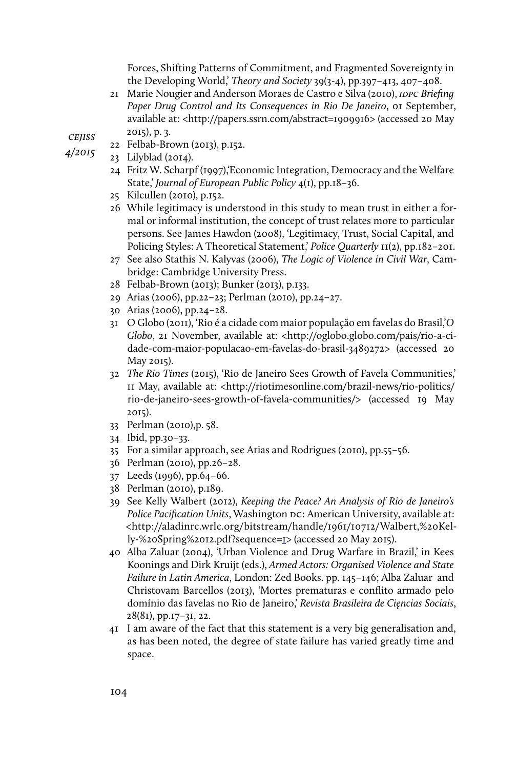Forces, Shifting Patterns of Commitment, and Fragmented Sovereignty in the Developing World,' *Theory and Society* 39(3-4), pp.397–413, 407–408.

21 Marie Nougier and Anderson Moraes de Castro e Silva (2010), *IDPC Briefing Paper Drug Control and Its Consequences in Rio De Janeiro*, 01 September, available at: <http://papers.ssrn.com/abstract=1909916> (accessed 20 May 2015), p. 3.

22 Felbab-Brown (2013), p.152.

23 Lilyblad (2014).

24 Fritz W. Scharpf (1997),'Economic Integration, Democracy and the Welfare State,' *Journal of European Public Policy* 4(1), pp.18–36.

25 Kilcullen (2010), p.152.

26 While legitimacy is understood in this study to mean trust in either a formal or informal institution, the concept of trust relates more to particular persons. See James Hawdon (2008), 'Legitimacy, Trust, Social Capital, and Policing Styles: A Theoretical Statement,' *Police Quarterly* 11(2), pp.182–201.

27 See also Stathis N. Kalyvas (2006), *The Logic of Violence in Civil War*, Cambridge: Cambridge University Press.

28 Felbab-Brown (2013); Bunker (2013), p.133.

29 Arias (2006), pp.22–23; Perlman (2010), pp.24–27.

30 Arias (2006), pp.24–28.

31 O Globo (2011), 'Rio é a cidade com maior população em favelas do Brasil,' *O Globo*, 21 November, available at: <http://oglobo.globo.com/pais/rio-a-cidade-com-maior-populacao-em-favelas-do-brasil-3489272> (accessed 20 May 2015).

32 *The Rio Times* (2015), 'Rio de Janeiro Sees Growth of Favela Communities,' 11 May, available at: <http://riotimesonline.com/brazil-news/rio-politics/rio-de-janeiro-sees-growth-of-favela-communities/> (accessed 19 May 2015).

33 Perlman (2010),p. 58.

34 Ibid, pp.30–33.

35 For a similar approach, see Arias and Rodrigues (2010), pp.55–56.

36 Perlman (2010), pp.26–28.

37 Leeds (1996), pp.64–66.

38 Perlman (2010), p.189.

39 See Kelly Walbert (2012), *Keeping the Peace? An Analysis of Rio de Janeiro's Police Pacification Units*, Washington DC: American University, available at: <http://aladinrc.wrlc.org/bitstream/handle/1961/10712/Walbert,%20Kelly-%20Spring%2012.pdf?sequence=1> (accessed 20 May 2015).

40 Alba Zaluar (2004), 'Urban Violence and Drug Warfare in Brazil,' in Kees Koonings and Dirk Kruijt (eds.), *Armed Actors: Organised Violence and State Failure in Latin America*, London: Zed Books. pp. 145–146; Alba Zaluar and Christovam Barcellos (2013), 'Mortes prematuras e conflito armado pelo domínio das favelas no Rio de Janeiro,' *Revista Brasileira de Cięncias Sociais*, 28(81), pp.17–31, 22.

41 I am aware of the fact that this statement is a very big generalisation and, as has been noted, the degree of state failure has varied greatly time and space.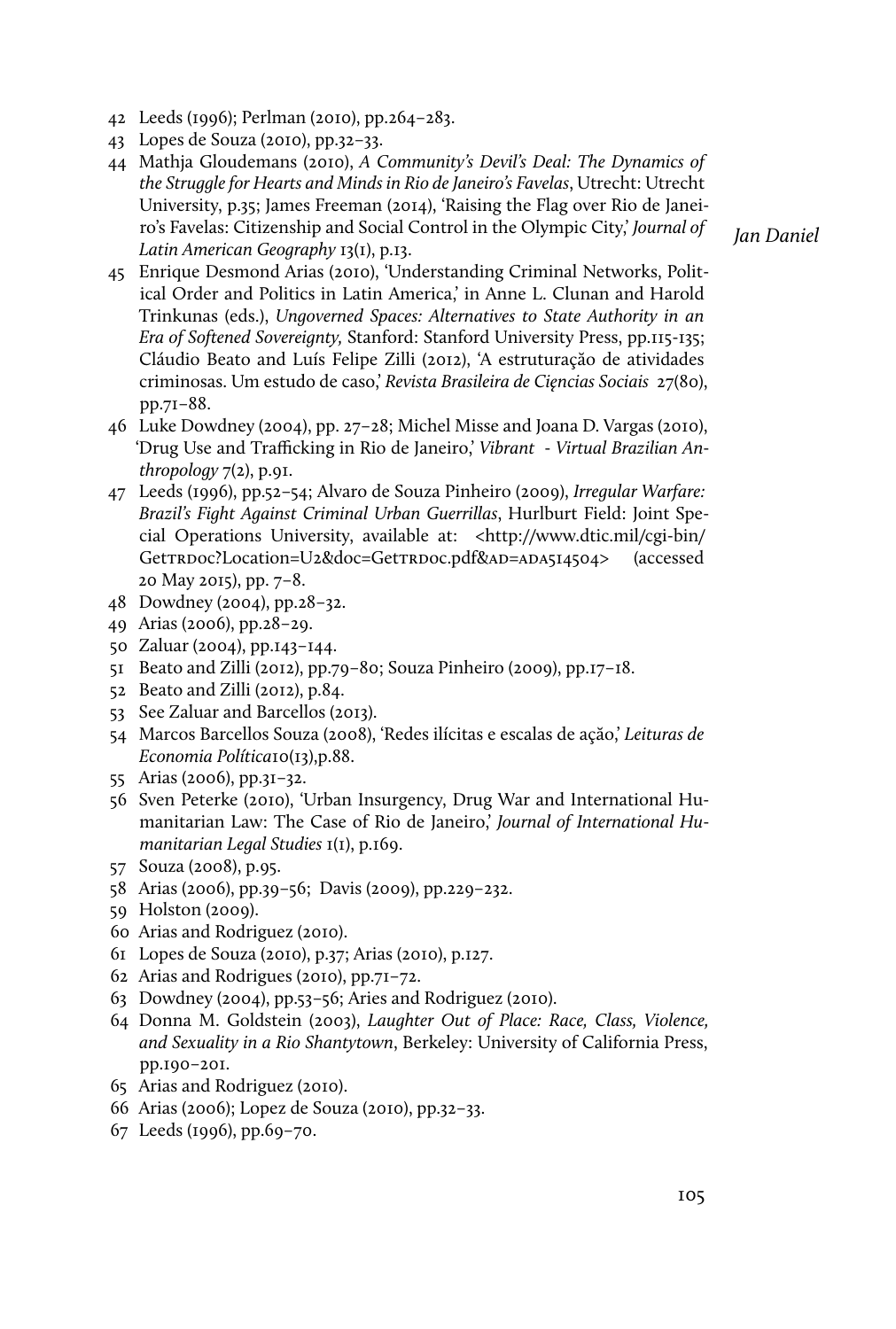42 Leeds (1996); Perlman (2010), pp.264–283.

43 Lopes de Souza (2010), pp.32–33.

44 Mathja Gloudemans (2010), *A Community's Devil's Deal: The Dynamics of the Struggle for Hearts and Minds in Rio de Janeiro's Favelas*, Utrecht: Utrecht University, p.35; James Freeman (2014), 'Raising the Flag over Rio de Janeiro's Favelas: Citizenship and Social Control in the Olympic City,' *Journal of Latin American Geography* 13(1), p.13.

45 Enrique Desmond Arias (2010), 'Understanding Criminal Networks, Political Order and Politics in Latin America,' in Anne L. Clunan and Harold Trinkunas (eds.), *Ungoverned Spaces: Alternatives to State Authority in an Era of Softened Sovereignty,* Stanford: Stanford University Press, pp.115-135; Cláudio Beato and Luís Felipe Zilli (2012), 'A estruturação de atividades criminosas. Um estudo de caso,' *Revista Brasileira de Cięncias Sociais* 27(80), pp.71–88.

46 Luke Dowdney (2004), pp. 27–28; Michel Misse and Joana D. Vargas (2010), 'Drug Use and Trafficking in Rio de Janeiro,' *Vibrant - Virtual Brazilian Anthropology* 7(2), p.91.

47 Leeds (1996), pp.52–54; Alvaro de Souza Pinheiro (2009), *Irregular Warfare: Brazil's Fight Against Criminal Urban Guerrillas*, Hurlburt Field: Joint Special Operations University, available at: <http://www.dtic.mil/cgi-bin/GetTRDoc?Location=U2&doc=GetTRDoc.pdf&AD=ADA514504> (accessed 20 May 2015), pp. 7–8.

48 Dowdney (2004), pp.28–32.

49 Arias (2006), pp.28–29.

50 Zaluar (2004), pp.143–144.

51 Beato and Zilli (2012), pp.79–80; Souza Pinheiro (2009), pp.17–18.

52 Beato and Zilli (2012), p.84.

53 See Zaluar and Barcellos (2013).

54 Marcos Barcellos Souza (2008), 'Redes ilícitas e escalas de ação,' *Leituras de Economia Política*10(13),p.88.

55 Arias (2006), pp.31–32.

56 Sven Peterke (2010), 'Urban Insurgency, Drug War and International Humanitarian Law: The Case of Rio de Janeiro,' *Journal of International Humanitarian Legal Studies* 1(1), p.169.

57 Souza (2008), p.95.

58 Arias (2006), pp.39–56; Davis (2009), pp.229–232.

59 Holston (2009).

60 Arias and Rodriguez (2010).

61 Lopes de Souza (2010), p.37; Arias (2010), p.127.

62 Arias and Rodrigues (2010), pp.71–72.

63 Dowdney (2004), pp.53–56; Aries and Rodriguez (2010).

64 Donna M. Goldstein (2003), *Laughter Out of Place: Race, Class, Violence, and Sexuality in a Rio Shantytown*, Berkeley: University of California Press, pp.190–201.

65 Arias and Rodriguez (2010).

66 Arias (2006); Lopez de Souza (2010), pp.32–33.

67 Leeds (1996), pp.69–70.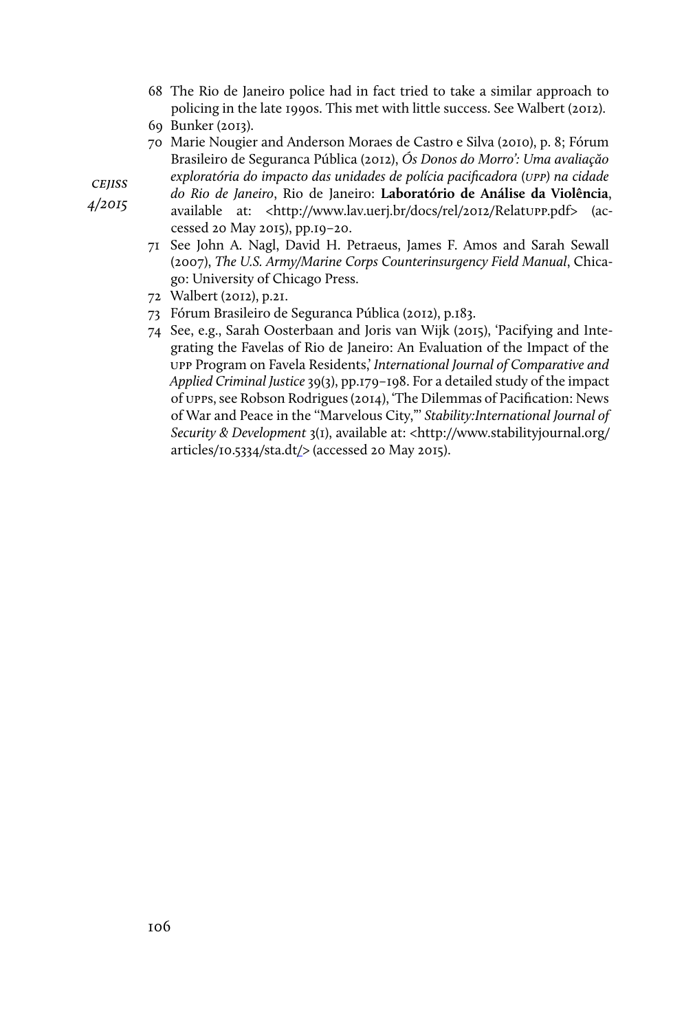68 The Rio de Janeiro police had in fact tried to take a similar approach to policing in the late 1990s. This met with little success. See Walbert (2012).

69 Bunker (2013).

70 Marie Nougier and Anderson Moraes de Castro e Silva (2010), p. 8; Fórum Brasileiro de Seguranca Pública (2012), *Ós Donos do Morro': Uma avaliação exploratória do impacto das unidades de polícia pacificadora (UPP) na cidade do Rio de Janeiro*, Rio de Janeiro: **Laboratório de Análise da Violência**, available at: <http://www.lav.uerj.br/docs/rel/2012/RelatUPP.pdf> (accessed 20 May 2015), pp.19–20.

71 See John A. Nagl, David H. Petraeus, James F. Amos and Sarah Sewall (2007), *The U.S. Army/Marine Corps Counterinsurgency Field Manual*, Chicago: University of Chicago Press.

72 Walbert (2012), p.21.

73 Fórum Brasileiro de Seguranca Pública (2012), p.183.

74 See, e.g., Sarah Oosterbaan and Joris van Wijk (2015), 'Pacifying and Integrating the Favelas of Rio de Janeiro: An Evaluation of the Impact of the UPP Program on Favela Residents,' *International Journal of Comparative and Applied Criminal Justice* 39(3), pp.179–198. For a detailed study of the impact of UPPs, see Robson Rodrigues (2014), 'The Dilemmas of Pacification: News of War and Peace in the "Marvelous City,"' *Stability:International Journal of Security & Development* 3(1), available at: <http://www.stabilityjournal.org/articles/10.5334/sta.dt/> (accessed 20 May 2015).